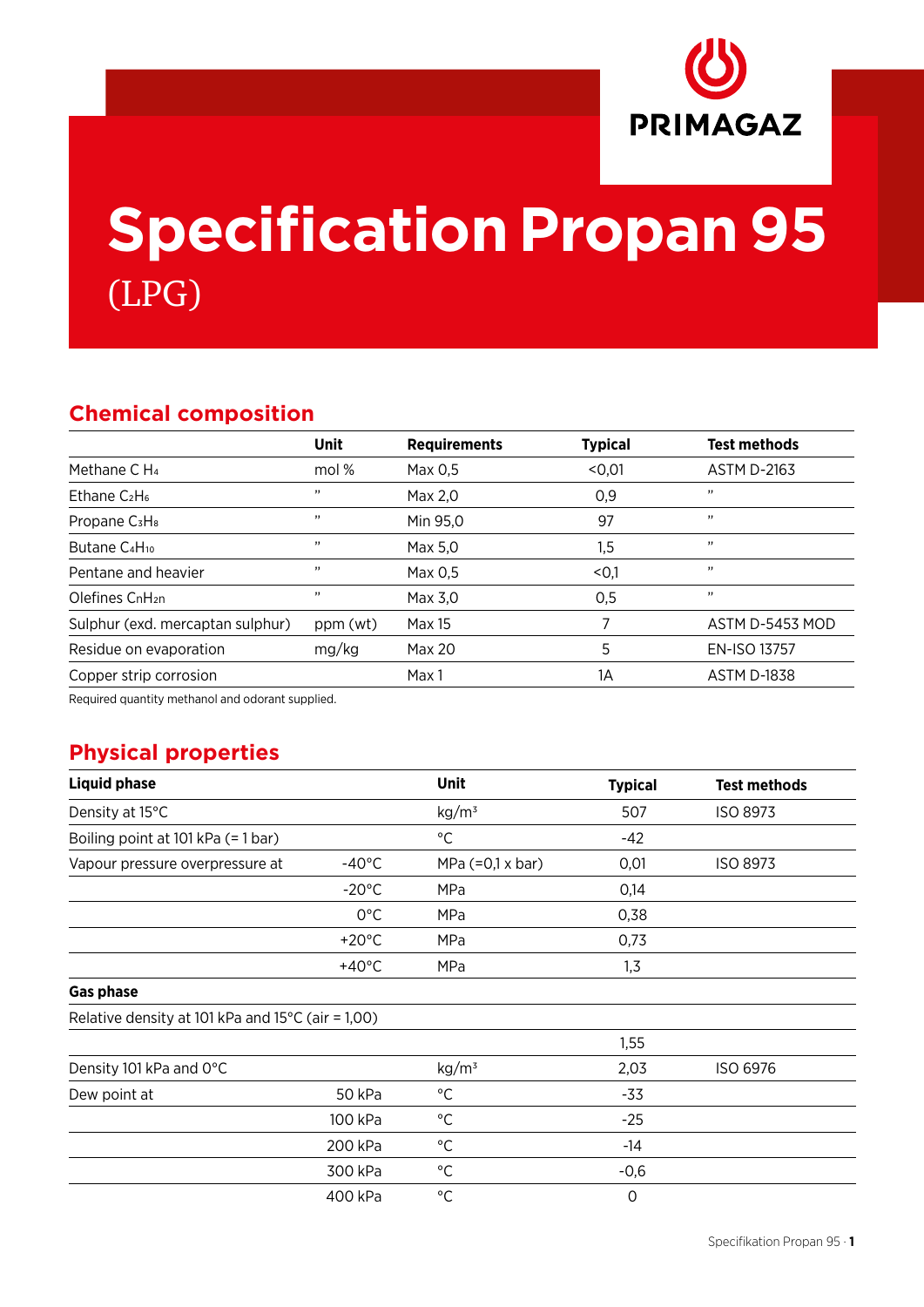PRIMAGAZ

# Specification Propan 95

(LPG)

## Chemical composition

| | Unit | Requirements | Typical | Test methods |
|---|---|---|---|---|
| Methane C $H_4$ | mol % | Max 0,5 | <0,01 | ASTM D-2163 |
| Ethane $C_2H_6$ | " | Max 2,0 | 0,9 | " |
| Propane $C_3H_8$ | " | Min 95,0 | 97 | " |
| Butane $C_4H_{10}$ | " | Max 5,0 | 1,5 | " |
| Pentane and heavier | " | Max 0,5 | <0,1 | " |
| Olefines $C_nH_{2n}$ | " | Max 3,0 | 0,5 | " |
| Sulphur (exd. mercaptan sulphur) | ppm (wt) | Max 15 | 7 | ASTM D-5453 MOD |
| Residue on evaporation | mg/kg | Max 20 | 5 | EN-ISO 13757 |
| Copper strip corrosion | | Max 1 | 1A | ASTM D-1838 |

Required quantity methanol and odorant supplied.

## Physical properties

| **Liquid phase** | | Unit | Typical | Test methods |
|---|---|---|---|---|
| Density at 15°C | | kg/m³ | 507 | ISO 8973 |
| Boiling point at 101 kPa (= 1 bar) | | °C | -42 | |
| Vapour pressure overpressure at | -40°C | MPa (=0,1 x bar) | 0,01 | ISO 8973 |
| | -20°C | MPa | 0,14 | |
| | 0°C | MPa | 0,38 | |
| | +20°C | MPa | 0,73 | |
| | +40°C | MPa | 1,3 | |
| **Gas phase** | | | | |
| Relative density at 101 kPa and 15°C (air = 1,00) | | | | |
| | | | 1,55 | |
| Density 101 kPa and 0°C | | kg/m³ | 2,03 | ISO 6976 |
| Dew point at | 50 kPa | °C | -33 | |
| | 100 kPa | °C | -25 | |
| | 200 kPa | °C | -14 | |
| | 300 kPa | °C | -0,6 | |
| | 400 kPa | °C | 0 | |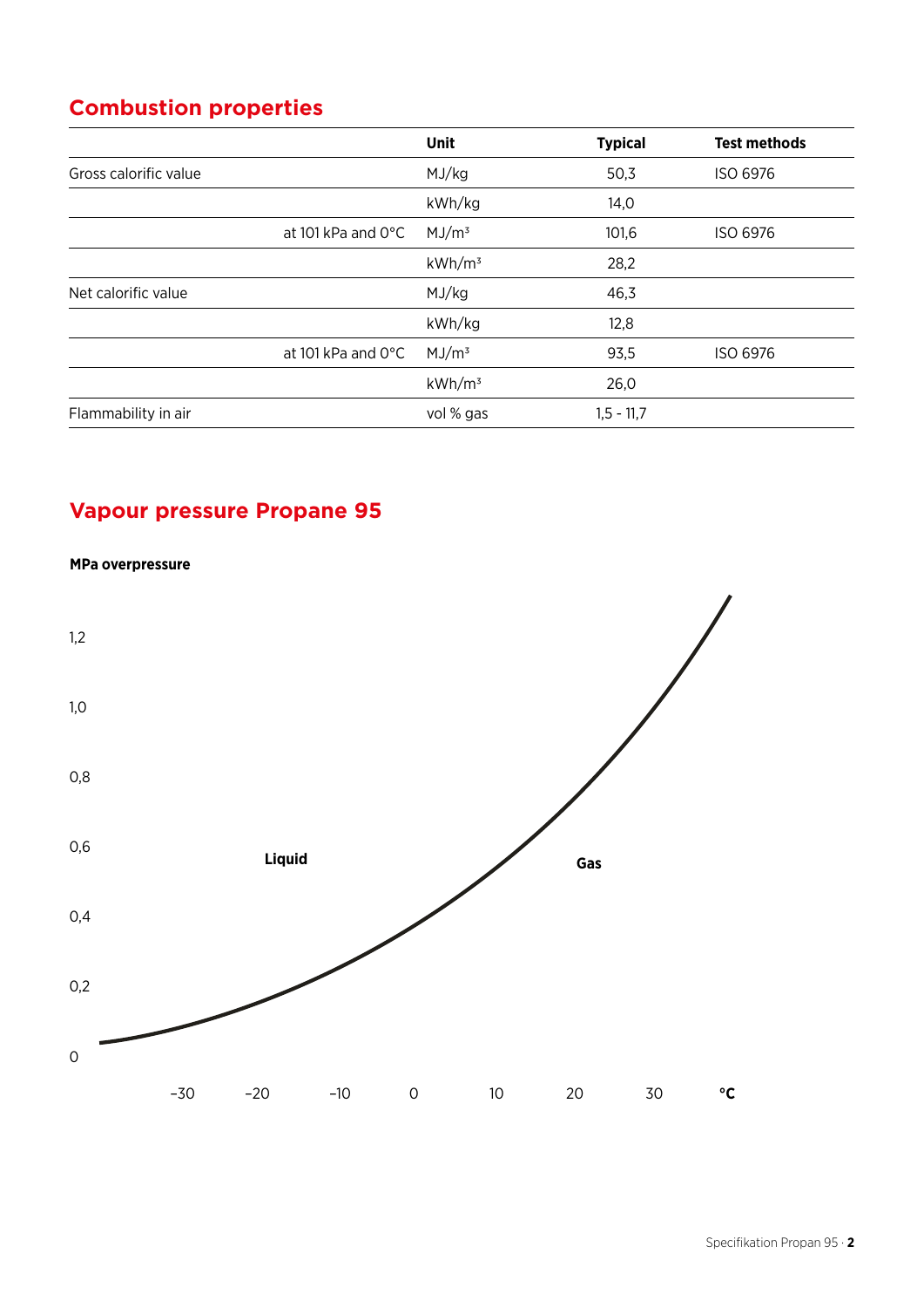## Combustion properties

| | | Unit | Typical | Test methods |
|---|---|---|---|---|
| Gross calorific value | | MJ/kg | 50,3 | ISO 6976 |
| | | kWh/kg | 14,0 | |
| | at 101 kPa and 0°C | MJ/m³ | 101,6 | ISO 6976 |
| | | kWh/m³ | 28,2 | |
| Net calorific value | | MJ/kg | 46,3 | |
| | | kWh/kg | 12,8 | |
| | at 101 kPa and 0°C | MJ/m³ | 93,5 | ISO 6976 |
| | | kWh/m³ | 26,0 | |
| Flammability in air | | vol % gas | 1,5 - 11,7 | |

## Vapour pressure Propane 95

**MPa overpressure**

1,2

1,0

0,8

0,6

0,4

0,2

0

**Liquid**

**Gas**

–30 –20 –10 0 10 20 30 **°C**